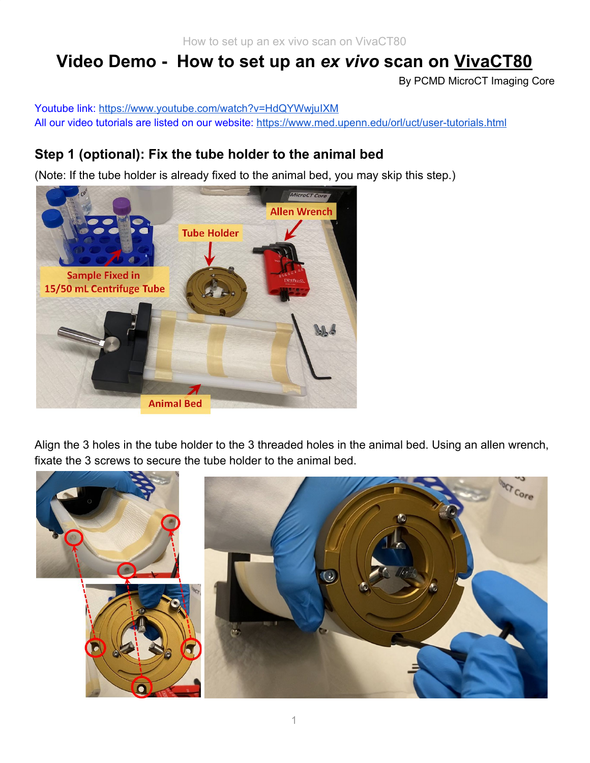# Video Demo - How to set up an *ex vivo* scan on VivaCT80

By PCMD MicroCT Imaging Core

Youtube link: https://www.youtube.com/watch?v=HdQYWwjuIXM
All our video tutorials are listed on our website: https://www.med.upenn.edu/orl/uct/user-tutorials.html

## Step 1 (optional): Fix the tube holder to the animal bed

(Note: If the tube holder is already fixed to the animal bed, you may skip this step.)

Align the 3 holes in the tube holder to the 3 threaded holes in the animal bed. Using an allen wrench, fixate the 3 screws to secure the tube holder to the animal bed.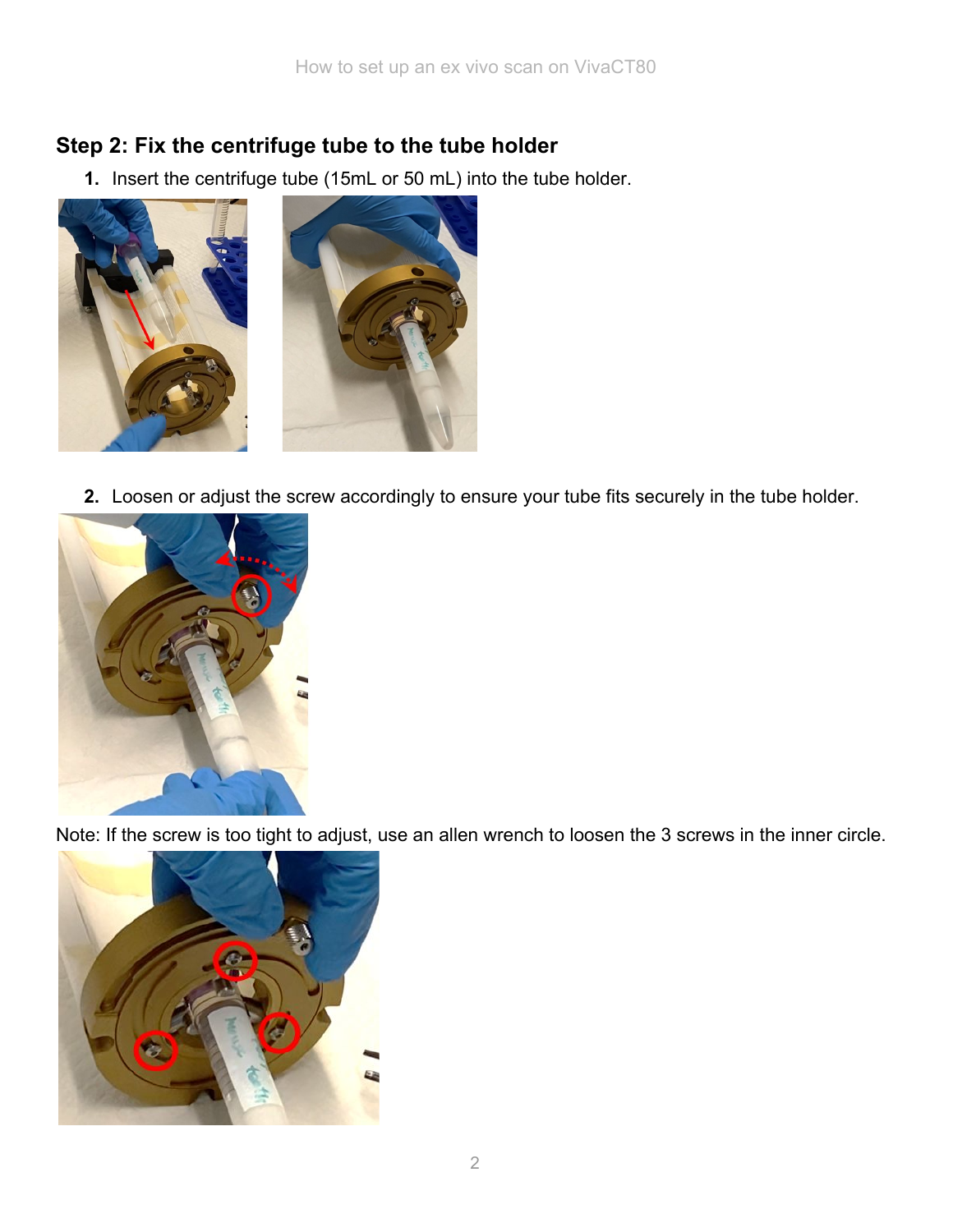## Step 2: Fix the centrifuge tube to the tube holder

1. Insert the centrifuge tube (15mL or 50 mL) into the tube holder.

2. Loosen or adjust the screw accordingly to ensure your tube fits securely in the tube holder.

Note: If the screw is too tight to adjust, use an allen wrench to loosen the 3 screws in the inner circle.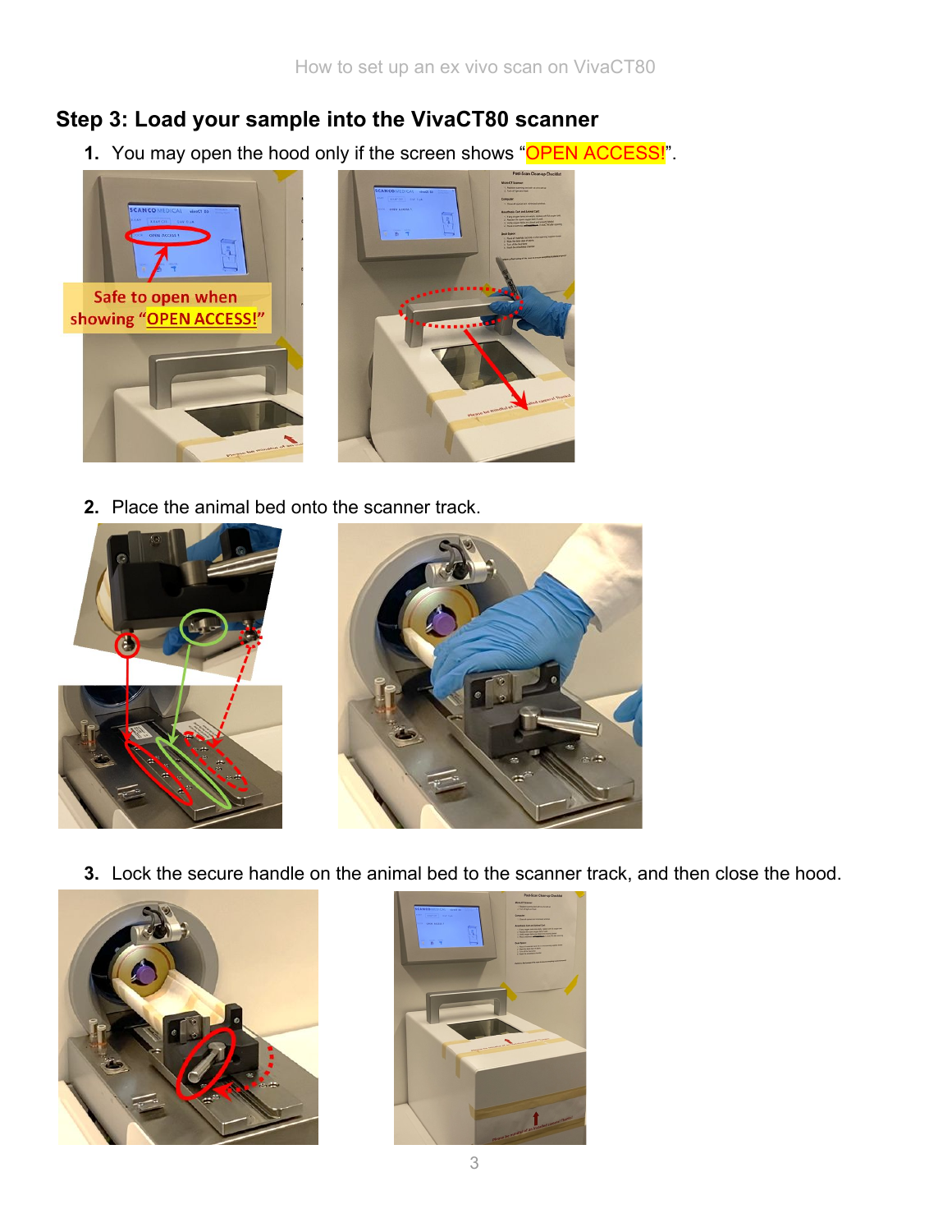## Step 3: Load your sample into the VivaCT80 scanner

1. You may open the hood only if the screen shows "OPEN ACCESS!".

   Safe to open when showing "OPEN ACCESS!"

2. Place the animal bed onto the scanner track.

3. Lock the secure handle on the animal bed to the scanner track, and then close the hood.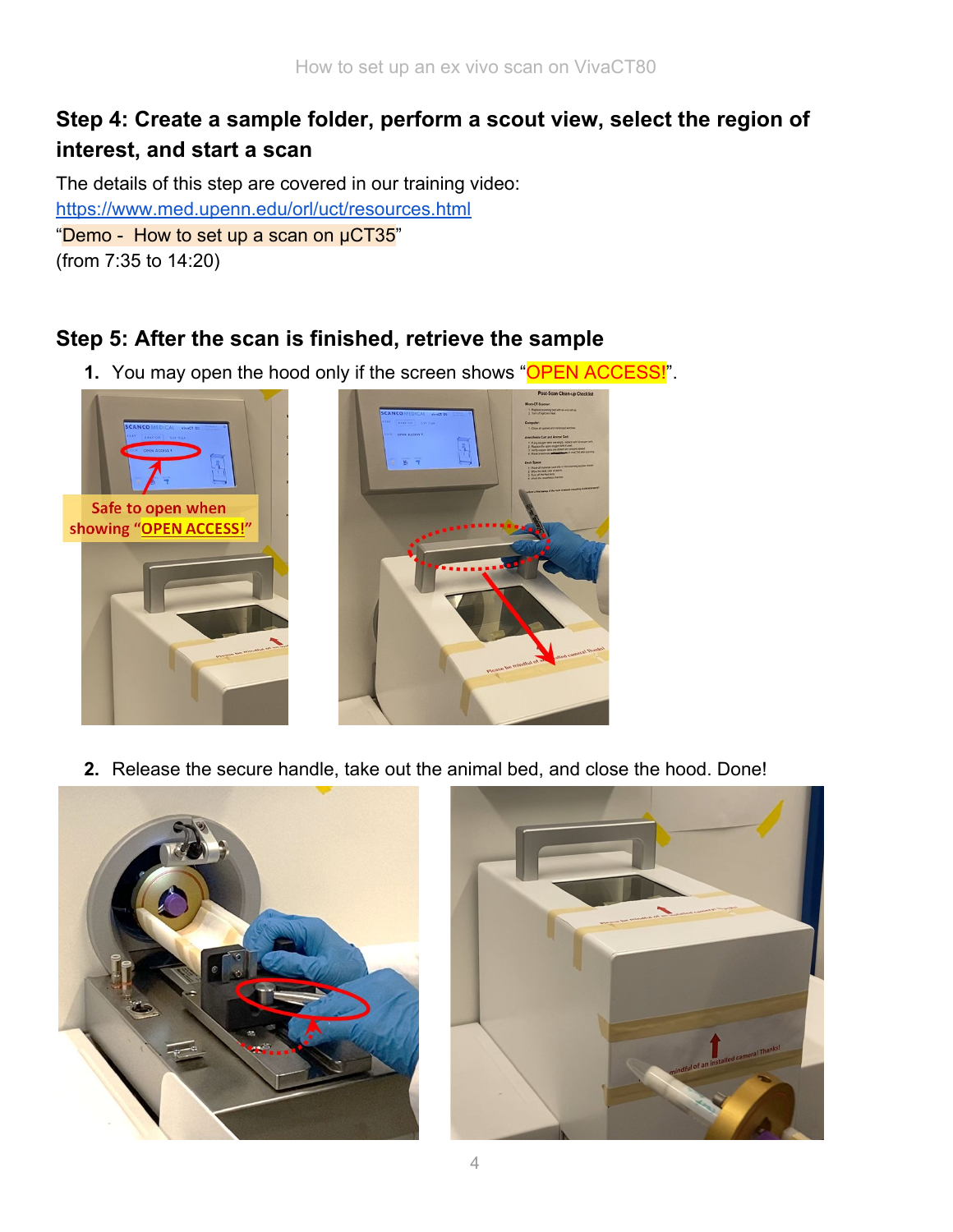## Step 4: Create a sample folder, perform a scout view, select the region of interest, and start a scan

The details of this step are covered in our training video:
https://www.med.upenn.edu/orl/uct/resources.html
"Demo - How to set up a scan on μCT35"
(from 7:35 to 14:20)

## Step 5: After the scan is finished, retrieve the sample

1. You may open the hood only if the screen shows "OPEN ACCESS!".

2. Release the secure handle, take out the animal bed, and close the hood. Done!